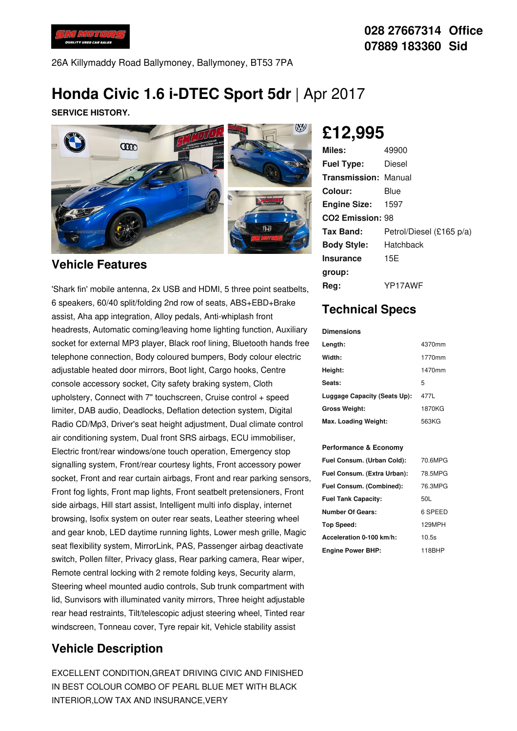028 27667314 Office
07889 183360 Sid

26A Killymaddy Road Ballymoney, Ballymoney, BT53 7PA

# Honda Civic 1.6 i-DTEC Sport 5dr | Apr 2017

**SERVICE HISTORY.**

## £12,995

| | |
|---|---|
| **Miles:** | 49900 |
| **Fuel Type:** | Diesel |
| **Transmission:** | Manual |
| **Colour:** | Blue |
| **Engine Size:** | 1597 |
| **CO2 Emission:** | 98 |
| **Tax Band:** | Petrol/Diesel (£165 p/a) |
| **Body Style:** | Hatchback |
| **Insurance group:** | 15E |
| **Reg:** | YP17AWF |

## Vehicle Features

'Shark fin' mobile antenna, 2x USB and HDMI, 5 three point seatbelts, 6 speakers, 60/40 split/folding 2nd row of seats, ABS+EBD+Brake assist, Aha app integration, Alloy pedals, Anti-whiplash front headrests, Automatic coming/leaving home lighting function, Auxiliary socket for external MP3 player, Black roof lining, Bluetooth hands free telephone connection, Body coloured bumpers, Body colour electric adjustable heated door mirrors, Boot light, Cargo hooks, Centre console accessory socket, City safety braking system, Cloth upholstery, Connect with 7" touchscreen, Cruise control + speed limiter, DAB audio, Deadlocks, Deflation detection system, Digital Radio CD/Mp3, Driver's seat height adjustment, Dual climate control air conditioning system, Dual front SRS airbags, ECU immobiliser, Electric front/rear windows/one touch operation, Emergency stop signalling system, Front/rear courtesy lights, Front accessory power socket, Front and rear curtain airbags, Front and rear parking sensors, Front fog lights, Front map lights, Front seatbelt pretensioners, Front side airbags, Hill start assist, Intelligent multi info display, internet browsing, Isofix system on outer rear seats, Leather steering wheel and gear knob, LED daytime running lights, Lower mesh grille, Magic seat flexibility system, MirrorLink, PAS, Passenger airbag deactivate switch, Pollen filter, Privacy glass, Rear parking camera, Rear wiper, Remote central locking with 2 remote folding keys, Security alarm, Steering wheel mounted audio controls, Sub trunk compartment with lid, Sunvisors with illuminated vanity mirrors, Three height adjustable rear head restraints, Tilt/telescopic adjust steering wheel, Tinted rear windscreen, Tonneau cover, Tyre repair kit, Vehicle stability assist

## Technical Specs

**Dimensions**

| | |
|---|---|
| **Length:** | 4370mm |
| **Width:** | 1770mm |
| **Height:** | 1470mm |
| **Seats:** | 5 |
| **Luggage Capacity (Seats Up):** | 477L |
| **Gross Weight:** | 1870KG |
| **Max. Loading Weight:** | 563KG |

**Performance & Economy**

| | |
|---|---|
| **Fuel Consum. (Urban Cold):** | 70.6MPG |
| **Fuel Consum. (Extra Urban):** | 78.5MPG |
| **Fuel Consum. (Combined):** | 76.3MPG |
| **Fuel Tank Capacity:** | 50L |
| **Number Of Gears:** | 6 SPEED |
| **Top Speed:** | 129MPH |
| **Acceleration 0-100 km/h:** | 10.5s |
| **Engine Power BHP:** | 118BHP |

## Vehicle Description

EXCELLENT CONDITION,GREAT DRIVING CIVIC AND FINISHED IN BEST COLOUR COMBO OF PEARL BLUE MET WITH BLACK INTERIOR,LOW TAX AND INSURANCE,VERY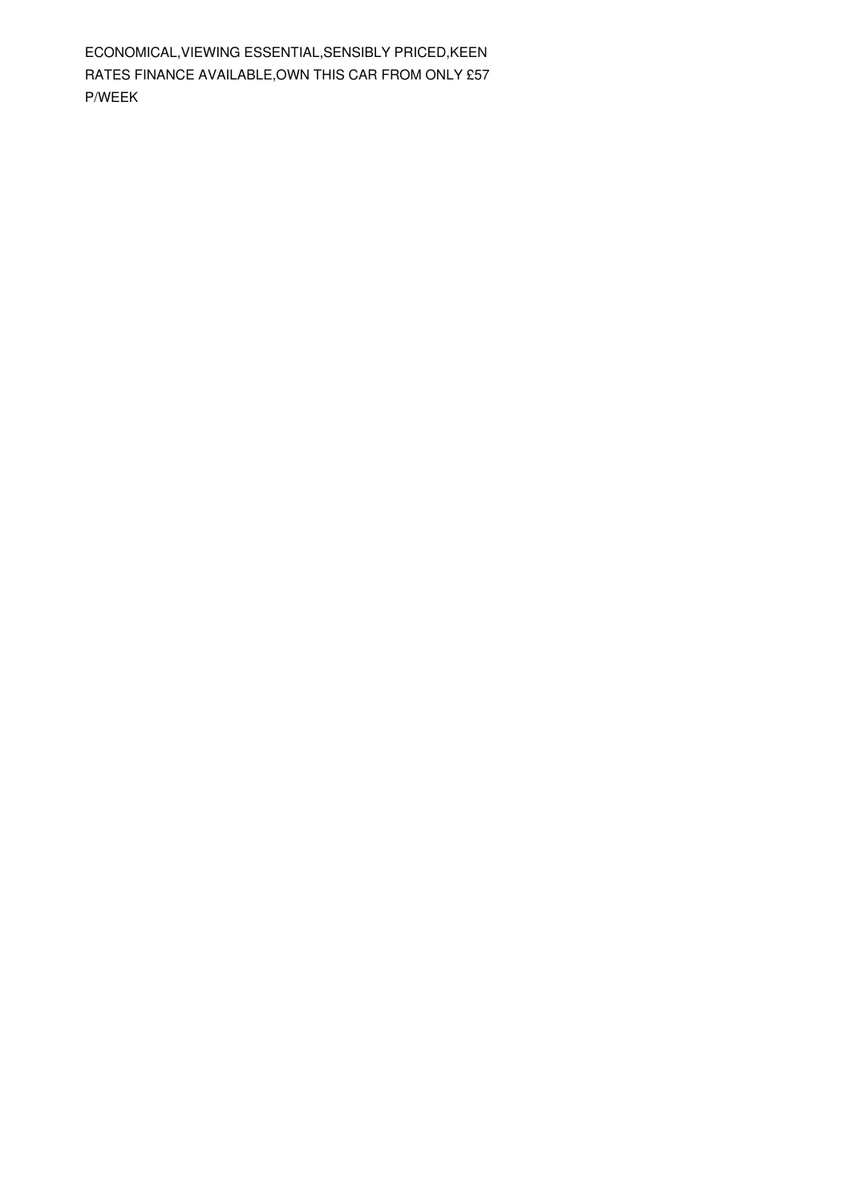ECONOMICAL,VIEWING ESSENTIAL,SENSIBLY PRICED,KEEN RATES FINANCE AVAILABLE,OWN THIS CAR FROM ONLY £57 P/WEEK